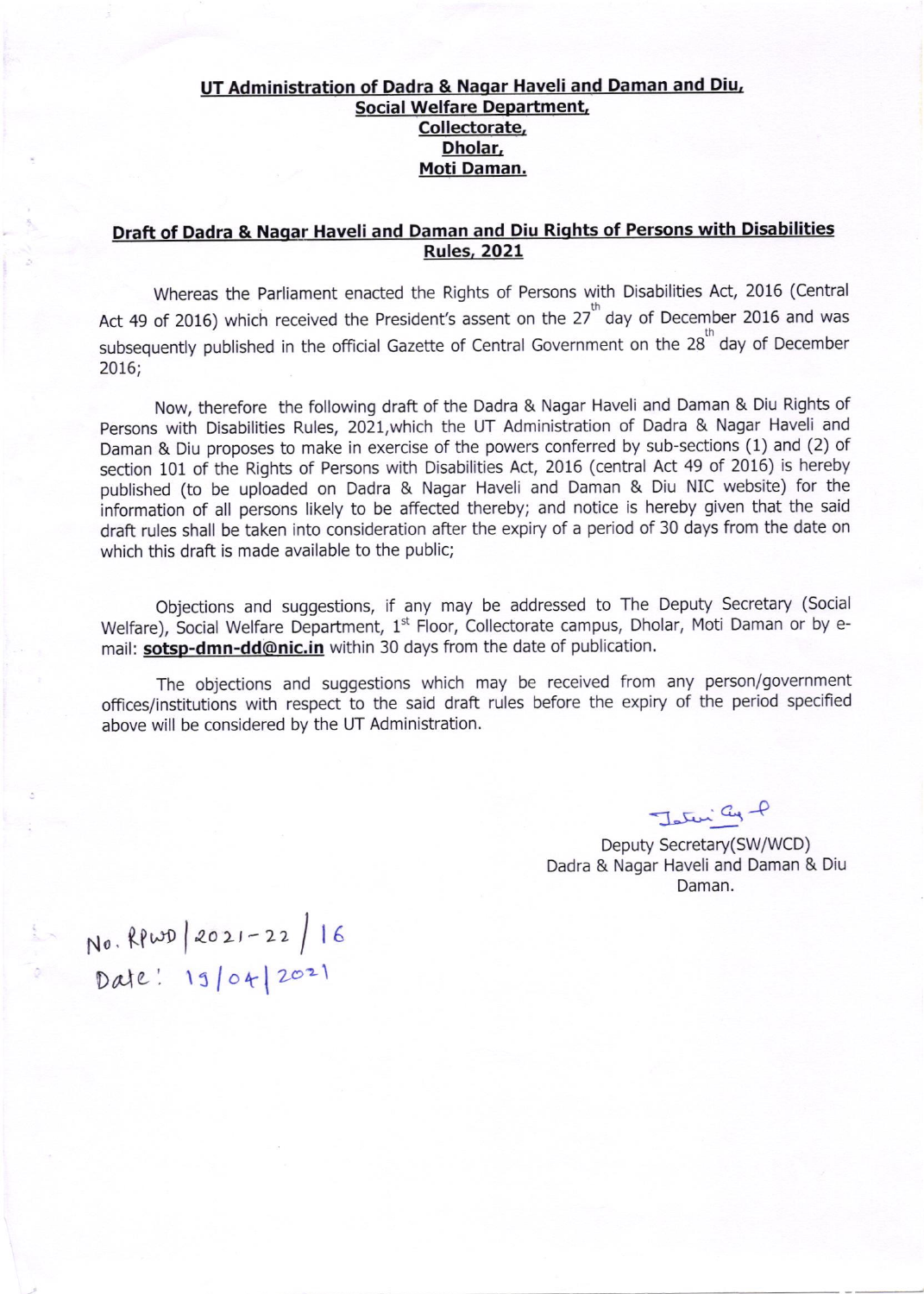**UT Administration of Dadra & Nagar Haveli and Daman and Diu,**
**Social Welfare Department,**
**Collectorate,**
**Dholar,**
**Moti Daman.**

## Draft of Dadra & Nagar Haveli and Daman and Diu Rights of Persons with Disabilities Rules, 2021

Whereas the Parliament enacted the Rights of Persons with Disabilities Act, 2016 (Central Act 49 of 2016) which received the President's assent on the 27th day of December 2016 and was subsequently published in the official Gazette of Central Government on the 28th day of December 2016;

Now, therefore the following draft of the Dadra & Nagar Haveli and Daman & Diu Rights of Persons with Disabilities Rules, 2021,which the UT Administration of Dadra & Nagar Haveli and Daman & Diu proposes to make in exercise of the powers conferred by sub-sections (1) and (2) of section 101 of the Rights of Persons with Disabilities Act, 2016 (central Act 49 of 2016) is hereby published (to be uploaded on Dadra & Nagar Haveli and Daman & Diu NIC website) for the information of all persons likely to be affected thereby; and notice is hereby given that the said draft rules shall be taken into consideration after the expiry of a period of 30 days from the date on which this draft is made available to the public;

Objections and suggestions, if any may be addressed to The Deputy Secretary (Social Welfare), Social Welfare Department, 1st Floor, Collectorate campus, Dholar, Moti Daman or by e-mail: **sotsp-dmn-dd@nic.in** within 30 days from the date of publication.

The objections and suggestions which may be received from any person/government offices/institutions with respect to the said draft rules before the expiry of the period specified above will be considered by the UT Administration.

Deputy Secretary(SW/WCD)
Dadra & Nagar Haveli and Daman & Diu
Daman.

No. RPWD/2021-22/16
Date: 19/04/2021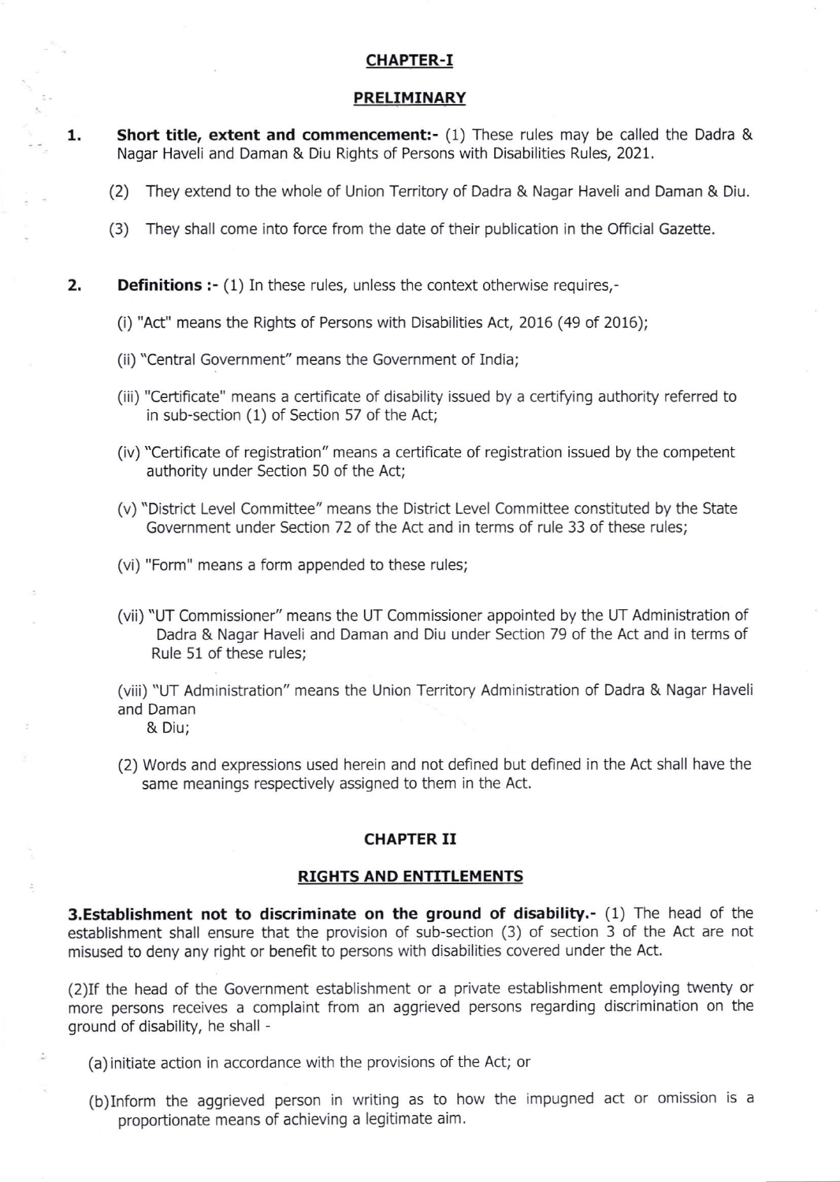## CHAPTER-I

## PRELIMINARY

1. **Short title, extent and commencement:-** (1) These rules may be called the Dadra & Nagar Haveli and Daman & Diu Rights of Persons with Disabilities Rules, 2021.

   (2) They extend to the whole of Union Territory of Dadra & Nagar Haveli and Daman & Diu.

   (3) They shall come into force from the date of their publication in the Official Gazette.

2. **Definitions :-** (1) In these rules, unless the context otherwise requires,-

   (i) "Act" means the Rights of Persons with Disabilities Act, 2016 (49 of 2016);

   (ii) "Central Government" means the Government of India;

   (iii) "Certificate" means a certificate of disability issued by a certifying authority referred to in sub-section (1) of Section 57 of the Act;

   (iv) "Certificate of registration" means a certificate of registration issued by the competent authority under Section 50 of the Act;

   (v) "District Level Committee" means the District Level Committee constituted by the State Government under Section 72 of the Act and in terms of rule 33 of these rules;

   (vi) "Form" means a form appended to these rules;

   (vii) "UT Commissioner" means the UT Commissioner appointed by the UT Administration of Dadra & Nagar Haveli and Daman and Diu under Section 79 of the Act and in terms of Rule 51 of these rules;

   (viii) "UT Administration" means the Union Territory Administration of Dadra & Nagar Haveli and Daman & Diu;

   (2) Words and expressions used herein and not defined but defined in the Act shall have the same meanings respectively assigned to them in the Act.

## CHAPTER II

## RIGHTS AND ENTITLEMENTS

**3.Establishment not to discriminate on the ground of disability.-** (1) The head of the establishment shall ensure that the provision of sub-section (3) of section 3 of the Act are not misused to deny any right or benefit to persons with disabilities covered under the Act.

(2)If the head of the Government establishment or a private establishment employing twenty or more persons receives a complaint from an aggrieved persons regarding discrimination on the ground of disability, he shall -

(a) initiate action in accordance with the provisions of the Act; or

(b) Inform the aggrieved person in writing as to how the impugned act or omission is a proportionate means of achieving a legitimate aim.